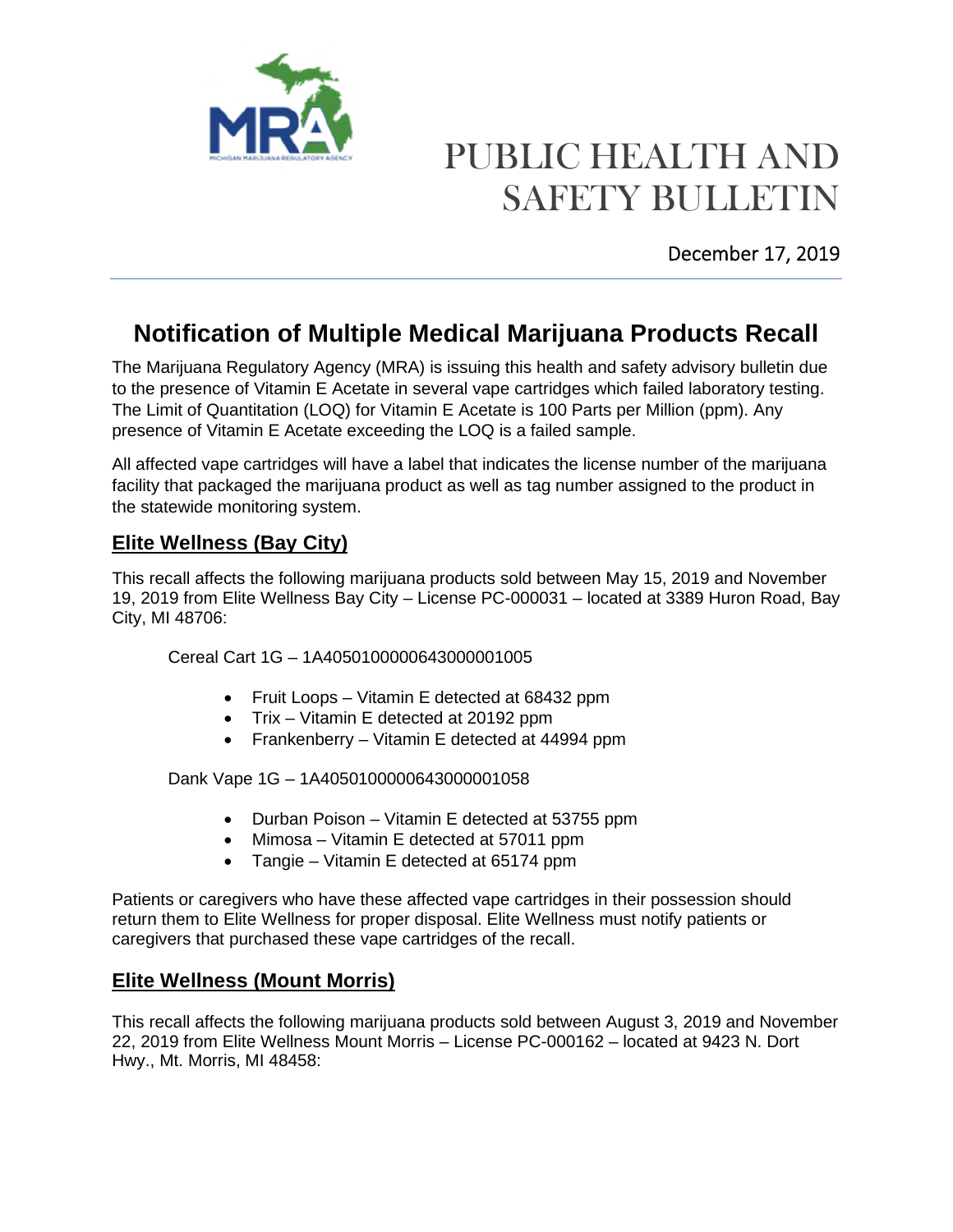# PUBLIC HEALTH AND SAFETY BULLETIN

December 17, 2019

## Notification of Multiple Medical Marijuana Products Recall

The Marijuana Regulatory Agency (MRA) is issuing this health and safety advisory bulletin due to the presence of Vitamin E Acetate in several vape cartridges which failed laboratory testing. The Limit of Quantitation (LOQ) for Vitamin E Acetate is 100 Parts per Million (ppm). Any presence of Vitamin E Acetate exceeding the LOQ is a failed sample.

All affected vape cartridges will have a label that indicates the license number of the marijuana facility that packaged the marijuana product as well as tag number assigned to the product in the statewide monitoring system.

### Elite Wellness (Bay City)

This recall affects the following marijuana products sold between May 15, 2019 and November 19, 2019 from Elite Wellness Bay City – License PC-000031 – located at 3389 Huron Road, Bay City, MI 48706:

Cereal Cart 1G – 1A4050100000643000001005

- Fruit Loops – Vitamin E detected at 68432 ppm
- Trix – Vitamin E detected at 20192 ppm
- Frankenberry – Vitamin E detected at 44994 ppm

Dank Vape 1G – 1A4050100000643000001058

- Durban Poison – Vitamin E detected at 53755 ppm
- Mimosa – Vitamin E detected at 57011 ppm
- Tangie – Vitamin E detected at 65174 ppm

Patients or caregivers who have these affected vape cartridges in their possession should return them to Elite Wellness for proper disposal. Elite Wellness must notify patients or caregivers that purchased these vape cartridges of the recall.

### Elite Wellness (Mount Morris)

This recall affects the following marijuana products sold between August 3, 2019 and November 22, 2019 from Elite Wellness Mount Morris – License PC-000162 – located at 9423 N. Dort Hwy., Mt. Morris, MI 48458: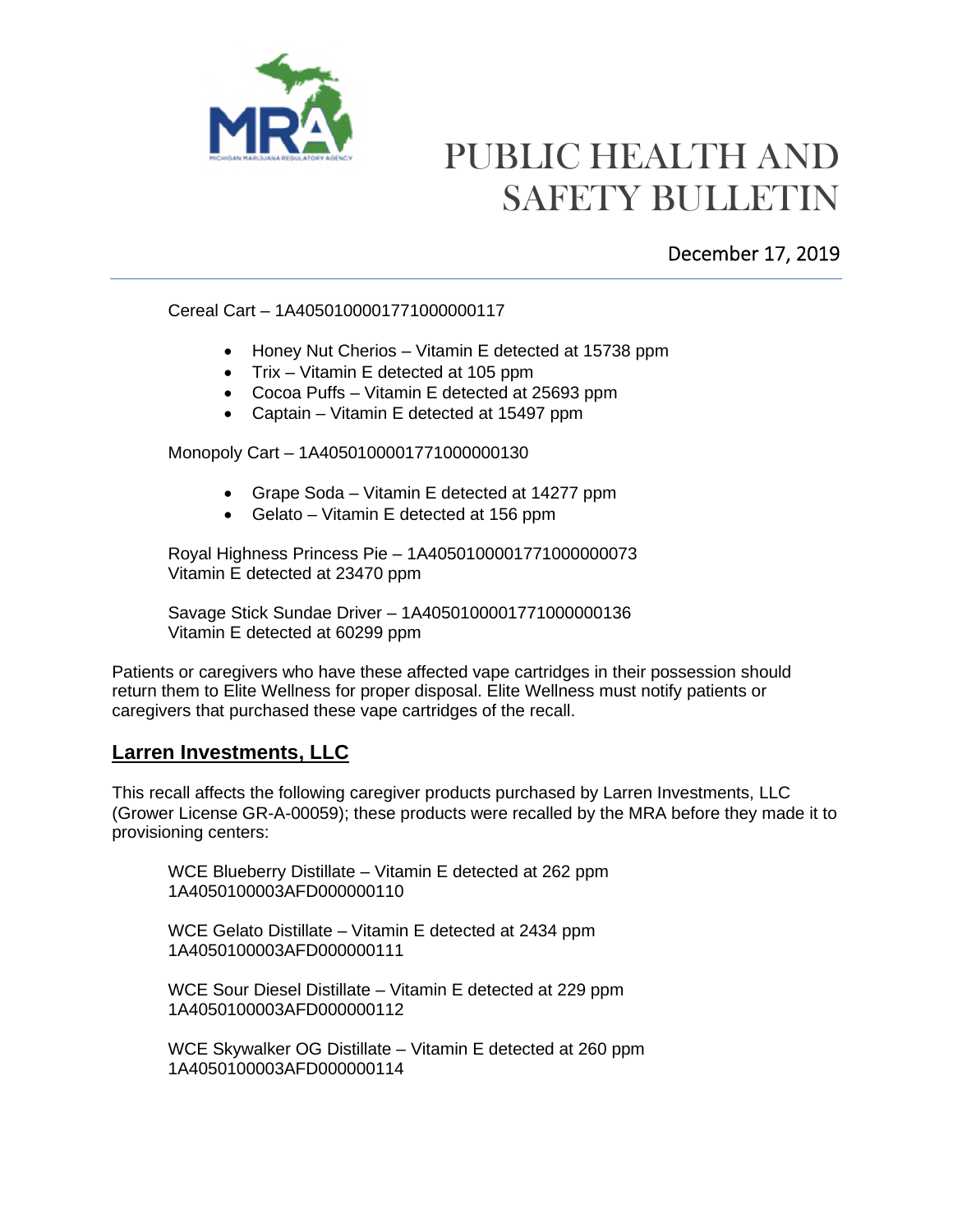Cereal Cart – 1A4050100001771000000117

- Honey Nut Cherios – Vitamin E detected at 15738 ppm
- Trix – Vitamin E detected at 105 ppm
- Cocoa Puffs – Vitamin E detected at 25693 ppm
- Captain – Vitamin E detected at 15497 ppm

Monopoly Cart – 1A4050100001771000000130

- Grape Soda – Vitamin E detected at 14277 ppm
- Gelato – Vitamin E detected at 156 ppm

Royal Highness Princess Pie – 1A4050100001771000000073
Vitamin E detected at 23470 ppm

Savage Stick Sundae Driver – 1A4050100001771000000136
Vitamin E detected at 60299 ppm

Patients or caregivers who have these affected vape cartridges in their possession should return them to Elite Wellness for proper disposal. Elite Wellness must notify patients or caregivers that purchased these vape cartridges of the recall.

## Larren Investments, LLC

This recall affects the following caregiver products purchased by Larren Investments, LLC (Grower License GR-A-00059); these products were recalled by the MRA before they made it to provisioning centers:

WCE Blueberry Distillate – Vitamin E detected at 262 ppm
1A4050100003AFD000000110

WCE Gelato Distillate – Vitamin E detected at 2434 ppm
1A4050100003AFD000000111

WCE Sour Diesel Distillate – Vitamin E detected at 229 ppm
1A4050100003AFD000000112

WCE Skywalker OG Distillate – Vitamin E detected at 260 ppm
1A4050100003AFD000000114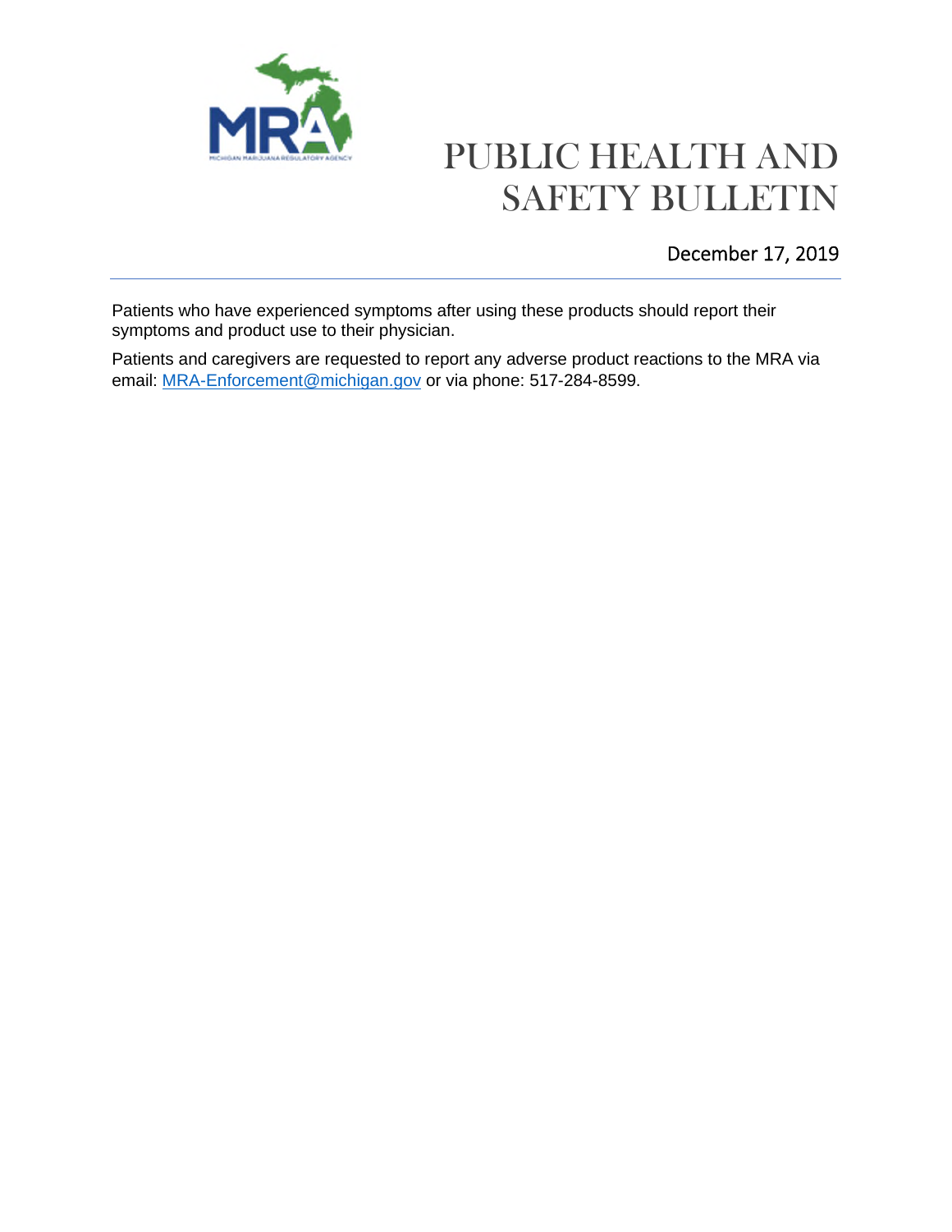# PUBLIC HEALTH AND SAFETY BULLETIN

December 17, 2019

---

Patients who have experienced symptoms after using these products should report their symptoms and product use to their physician.

Patients and caregivers are requested to report any adverse product reactions to the MRA via email: MRA-Enforcement@michigan.gov or via phone: 517-284-8599.